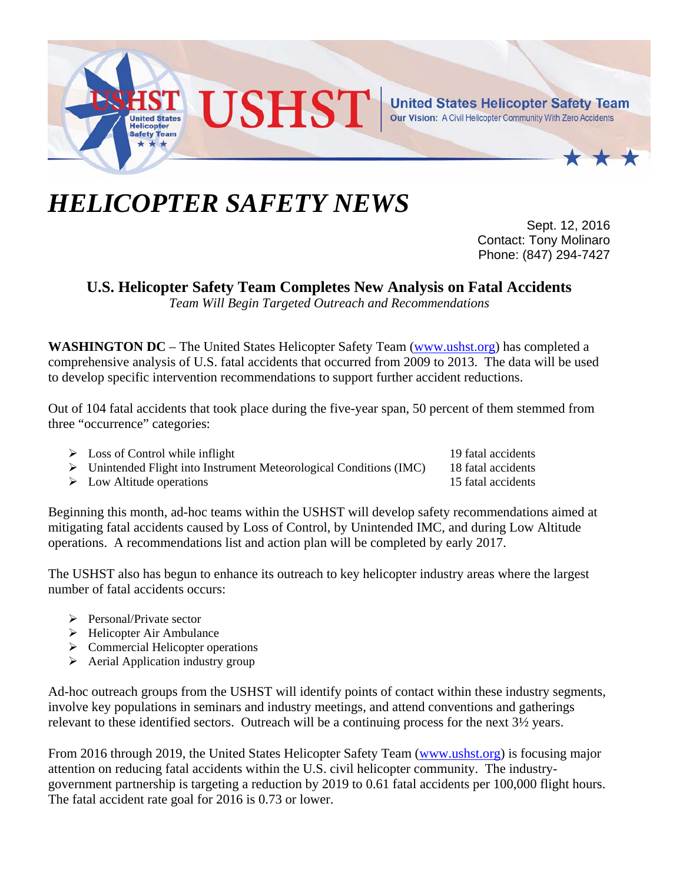USHST | United States Helicopter Safety Team
Our Vision: A Civil Helicopter Community With Zero Accidents

# HELICOPTER SAFETY NEWS

Sept. 12, 2016
Contact: Tony Molinaro
Phone: (847) 294-7427

## U.S. Helicopter Safety Team Completes New Analysis on Fatal Accidents

*Team Will Begin Targeted Outreach and Recommendations*

**WASHINGTON DC** – The United States Helicopter Safety Team (www.ushst.org) has completed a comprehensive analysis of U.S. fatal accidents that occurred from 2009 to 2013. The data will be used to develop specific intervention recommendations to support further accident reductions.

Out of 104 fatal accidents that took place during the five-year span, 50 percent of them stemmed from three "occurrence" categories:

- Loss of Control while inflight — 19 fatal accidents
- Unintended Flight into Instrument Meteorological Conditions (IMC) — 18 fatal accidents
- Low Altitude operations — 15 fatal accidents

Beginning this month, ad-hoc teams within the USHST will develop safety recommendations aimed at mitigating fatal accidents caused by Loss of Control, by Unintended IMC, and during Low Altitude operations. A recommendations list and action plan will be completed by early 2017.

The USHST also has begun to enhance its outreach to key helicopter industry areas where the largest number of fatal accidents occurs:

- Personal/Private sector
- Helicopter Air Ambulance
- Commercial Helicopter operations
- Aerial Application industry group

Ad-hoc outreach groups from the USHST will identify points of contact within these industry segments, involve key populations in seminars and industry meetings, and attend conventions and gatherings relevant to these identified sectors. Outreach will be a continuing process for the next 3½ years.

From 2016 through 2019, the United States Helicopter Safety Team (www.ushst.org) is focusing major attention on reducing fatal accidents within the U.S. civil helicopter community. The industry-government partnership is targeting a reduction by 2019 to 0.61 fatal accidents per 100,000 flight hours. The fatal accident rate goal for 2016 is 0.73 or lower.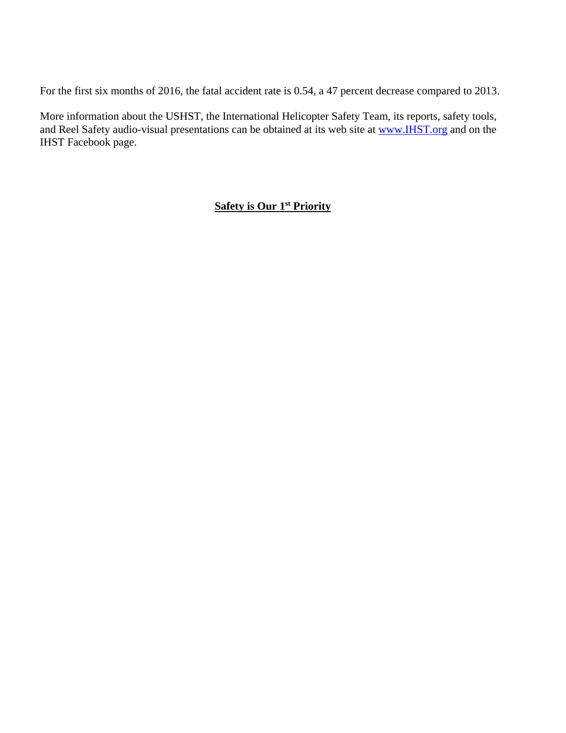For the first six months of 2016, the fatal accident rate is 0.54, a 47 percent decrease compared to 2013.

More information about the USHST, the International Helicopter Safety Team, its reports, safety tools, and Reel Safety audio-visual presentations can be obtained at its web site at [www.IHST.org](http://www.IHST.org) and on the IHST Facebook page.

**Safety is Our 1st Priority**